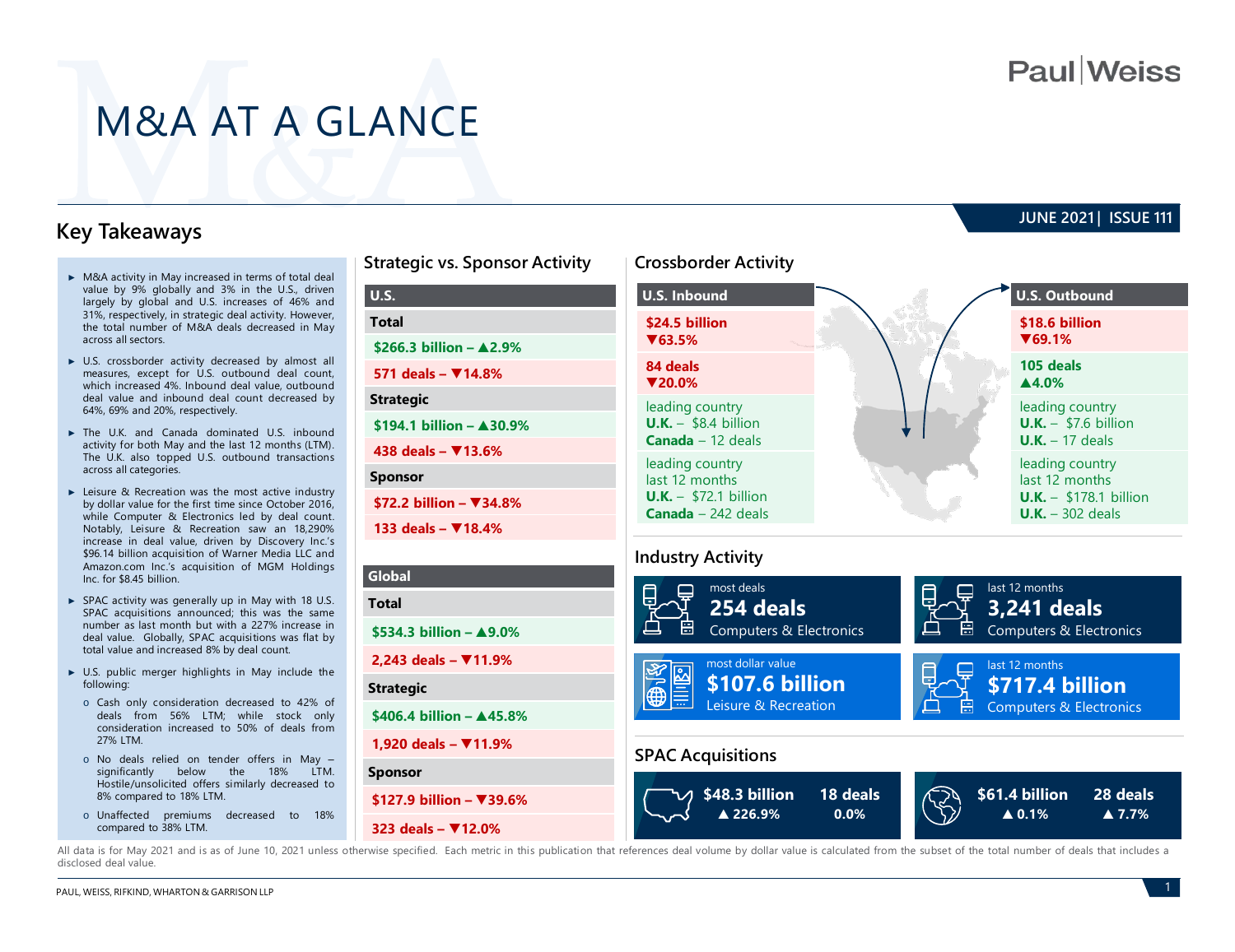Paul|Weiss

# M&A AT A GLANCE

JUNE 2021 | ISSUE 111

## Key Takeaways

- M&A activity in May increased in terms of total deal value by 9% globally and 3% in the U.S., driven largely by global and U.S. increases of 46% and 31%, respectively, in strategic deal activity. However, the total number of M&A deals decreased in May across all sectors.
- U.S. crossborder activity decreased by almost all measures, except for U.S. outbound deal count, which increased 4%. Inbound deal value, outbound deal value and inbound deal count decreased by 64%, 69% and 20%, respectively.
- The U.K. and Canada dominated U.S. inbound activity for both May and the last 12 months (LTM). The U.K. also topped U.S. outbound transactions across all categories.
- Leisure & Recreation was the most active industry by dollar value for the first time since October 2016, while Computer & Electronics led by deal count. Notably, Leisure & Recreation saw an 18,290% increase in deal value, driven by Discovery Inc.'s $96.14 billion acquisition of Warner Media LLC and Amazon.com Inc.'s acquisition of MGM Holdings Inc. for $8.45 billion.
- SPAC activity was generally up in May with 18 U.S. SPAC acquisitions announced; this was the same number as last month but with a 227% increase in deal value. Globally, SPAC acquisitions was flat by total value and increased 8% by deal count.
- U.S. public merger highlights in May include the following:
  - Cash only consideration decreased to 42% of deals from 56% LTM; while stock only consideration increased to 50% of deals from 27% LTM.
  - No deals relied on tender offers in May – significantly below the 18% LTM. Hostile/unsolicited offers similarly decreased to 8% compared to 18% LTM.
  - Unaffected premiums decreased to 18% compared to 38% LTM.

## Strategic vs. Sponsor Activity

| U.S. | |
|---|---|
| **Total** | |
| $266.3 billion – ▲2.9% | 571 deals – ▼14.8% |
| **Strategic** | |
| $194.1 billion – ▲30.9% | 438 deals – ▼13.6% |
| **Sponsor** | |
| $72.2 billion – ▼34.8% | 133 deals – ▼18.4% |

| Global | |
|---|---|
| **Total** | |
| $534.3 billion – ▲9.0% | 2,243 deals – ▼11.9% |
| **Strategic** | |
| $406.4 billion – ▲45.8% | 1,920 deals – ▼11.9% |
| **Sponsor** | |
| $127.9 billion – ▼39.6% | 323 deals – ▼12.0% |

## Crossborder Activity

| | U.S. Inbound | U.S. Outbound |
|---|---|---|
| Value | $24.5 billion ▼63.5% | $18.6 billion ▼69.1% |
| Deals | 84 deals ▼20.0% | 105 deals ▲4.0% |
| leading country | **U.K.** – $8.4 billion; **Canada** – 12 deals | **U.K.** – $7.6 billion; **U.K.** – 17 deals |
| leading country last 12 months | **U.K.** – $72.1 billion; **Canada** – 242 deals | **U.K.** – $178.1 billion; **U.K.** – 302 deals |

## Industry Activity

- most deals: **254 deals** – Computers & Electronics
- last 12 months: **3,241 deals** – Computers & Electronics
- most dollar value: **$107.6 billion** – Leisure & Recreation
- last 12 months: **$717.4 billion** – Computers & Electronics

## SPAC Acquisitions

| | Value | Deals |
|---|---|---|
| U.S. | $48.3 billion ▲226.9% | 18 deals 0.0% |
| Global | $61.4 billion ▲0.1% | 28 deals ▲7.7% |

All data is for May 2021 and is as of June 10, 2021 unless otherwise specified. Each metric in this publication that references deal volume by dollar value is calculated from the subset of the total number of deals that includes a disclosed deal value.

PAUL, WEISS, RIFKIND, WHARTON & GARRISON LLP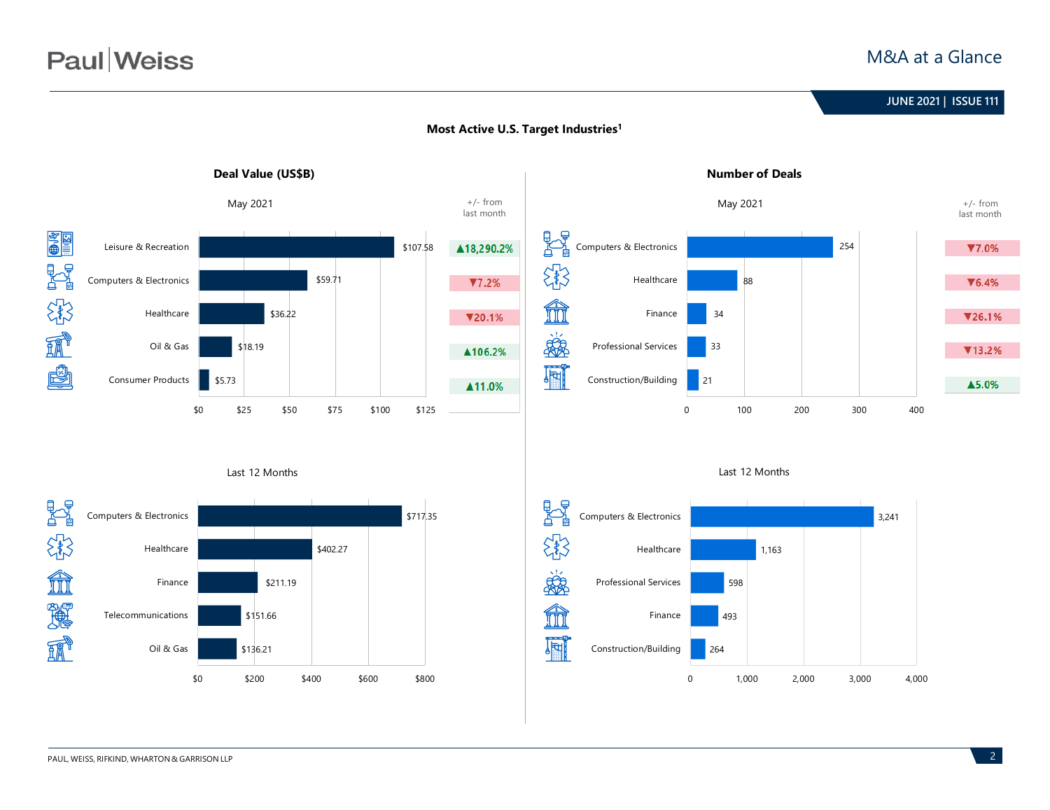## Most Active U.S. Target Industries[1]

### Deal Value (US$B)

**May 2021**

| Industry | Deal Value (US$B) | +/- from last month |
|---|---|---|
| Leisure & Recreation | $107.58 | ▲18,290.2% |
| Computers & Electronics | $59.71 | ▼7.2% |
| Healthcare | $36.22 | ▼20.1% |
| Oil & Gas | $18.19 | ▲106.2% |
| Consumer Products | $5.73 | ▲11.0% |

**Last 12 Months**

| Industry | Deal Value (US$B) |
|---|---|
| Computers & Electronics | $717.35 |
| Healthcare | $402.27 |
| Finance | $211.19 |
| Telecommunications | $151.66 |
| Oil & Gas | $136.21 |

### Number of Deals

**May 2021**

| Industry | Number of Deals | +/- from last month |
|---|---|---|
| Computers & Electronics | 254 | ▼7.0% |
| Healthcare | 88 | ▼6.4% |
| Finance | 34 | ▼26.1% |
| Professional Services | 33 | ▼13.2% |
| Construction/Building | 21 | ▲5.0% |

**Last 12 Months**

| Industry | Number of Deals |
|---|---|
| Computers & Electronics | 3,241 |
| Healthcare | 1,163 |
| Professional Services | 598 |
| Finance | 493 |
| Construction/Building | 264 |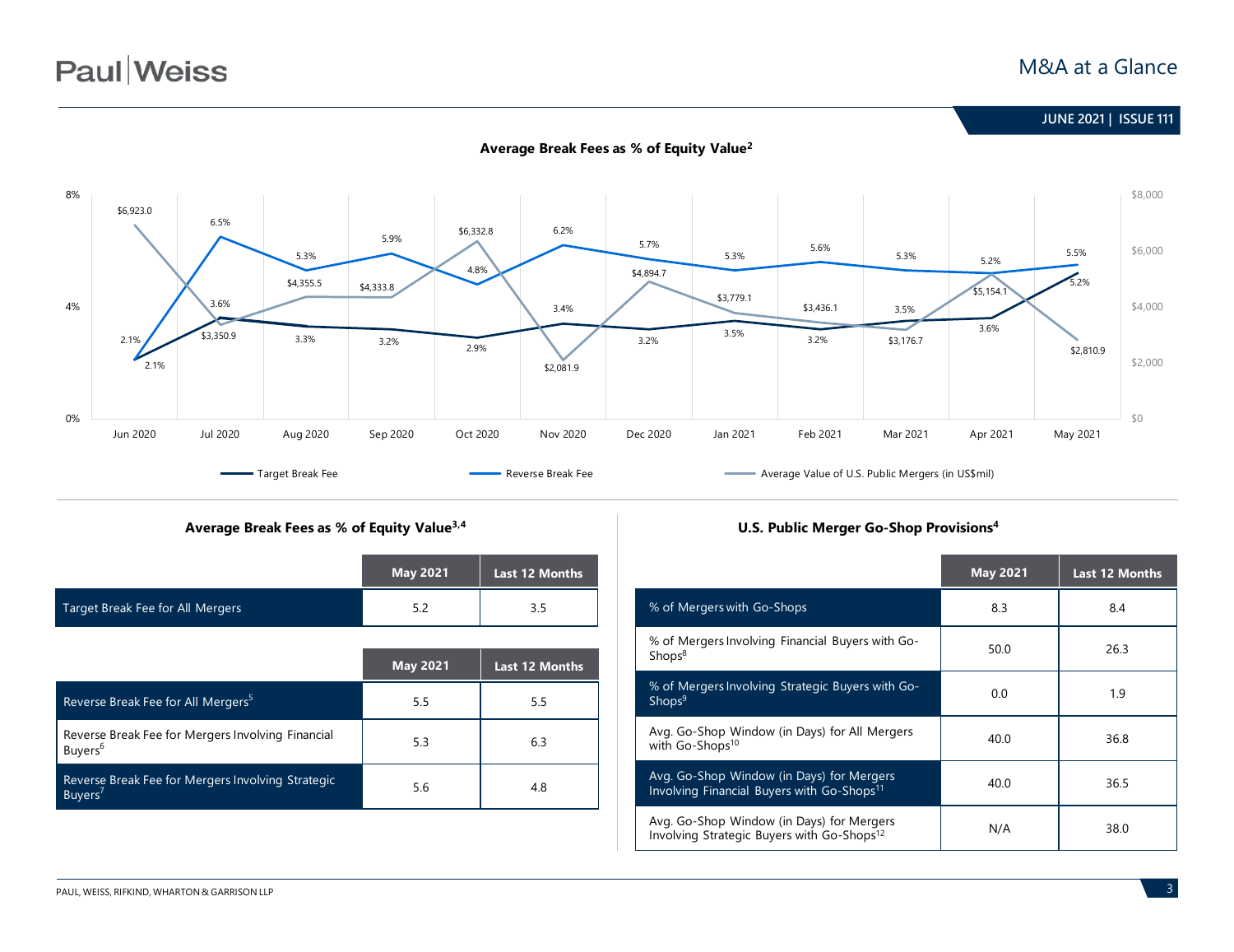## Average Break Fees as % of Equity Value[2]

| | Jun 2020 | Jul 2020 | Aug 2020 | Sep 2020 | Oct 2020 | Nov 2020 | Dec 2020 | Jan 2021 | Feb 2021 | Mar 2021 | Apr 2021 | May 2021 |
|---|---|---|---|---|---|---|---|---|---|---|---|---|
| Target Break Fee | 2.1% | 3.6% | 3.3% | 3.2% | 2.9% | 3.4% | 3.2% | 3.5% | 3.2% | 3.5% | 3.6% | 5.2% |
| Reverse Break Fee | 2.1% | 6.5% | 5.3% | 5.9% | 4.8% | 6.2% | 5.7% | 5.3% | 5.6% | 5.3% | 5.2% | 5.5% |
| Average Value of U.S. Public Mergers (in US$mil) | $6,923.0 | $3,350.9 | $4,355.5 | $4,333.8 | $6,332.8 | $2,081.9 | $4,894.7 | $3,779.1 | $3,436.1 | $3,176.7 | $5,154.1 | $2,810.9 |

## Average Break Fees as % of Equity Value[3,4]

| | May 2021 | Last 12 Months |
|---|---|---|
| Target Break Fee for All Mergers | 5.2 | 3.5 |

| | May 2021 | Last 12 Months |
|---|---|---|
| Reverse Break Fee for All Mergers[5] | 5.5 | 5.5 |
| Reverse Break Fee for Mergers Involving Financial Buyers[6] | 5.3 | 6.3 |
| Reverse Break Fee for Mergers Involving Strategic Buyers[7] | 5.6 | 4.8 |

## U.S. Public Merger Go-Shop Provisions[4]

| | May 2021 | Last 12 Months |
|---|---|---|
| % of Mergers with Go-Shops | 8.3 | 8.4 |
| % of Mergers Involving Financial Buyers with Go-Shops[8] | 50.0 | 26.3 |
| % of Mergers Involving Strategic Buyers with Go-Shops[9] | 0.0 | 1.9 |
| Avg. Go-Shop Window (in Days) for All Mergers with Go-Shops[10] | 40.0 | 36.8 |
| Avg. Go-Shop Window (in Days) for Mergers Involving Financial Buyers with Go-Shops[11] | 40.0 | 36.5 |
| Avg. Go-Shop Window (in Days) for Mergers Involving Strategic Buyers with Go-Shops[12] | N/A | 38.0 |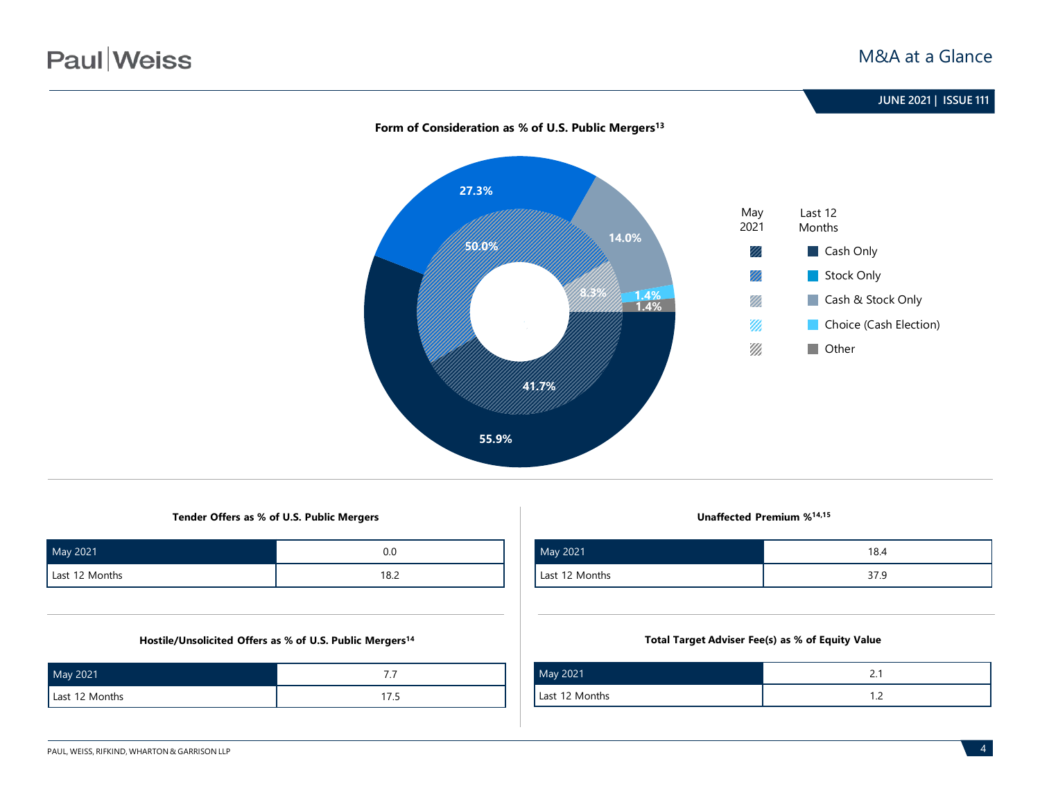### Form of Consideration as % of U.S. Public Mergers[13]

| | May 2021 | Last 12 Months |
|---|---|---|
| Cash Only | 41.7% | 55.9% |
| Stock Only | 50.0% | 27.3% |
| Cash & Stock Only | 8.3% | 14.0% |
| Choice (Cash Election) | | 1.4% |
| Other | | 1.4% |

### Tender Offers as % of U.S. Public Mergers

| | |
|---|---|
| May 2021 | 0.0 |
| Last 12 Months | 18.2 |

### Unaffected Premium %[14,15]

| | |
|---|---|
| May 2021 | 18.4 |
| Last 12 Months | 37.9 |

### Hostile/Unsolicited Offers as % of U.S. Public Mergers[14]

| | |
|---|---|
| May 2021 | 7.7 |
| Last 12 Months | 17.5 |

### Total Target Adviser Fee(s) as % of Equity Value

| | |
|---|---|
| May 2021 | 2.1 |
| Last 12 Months | 1.2 |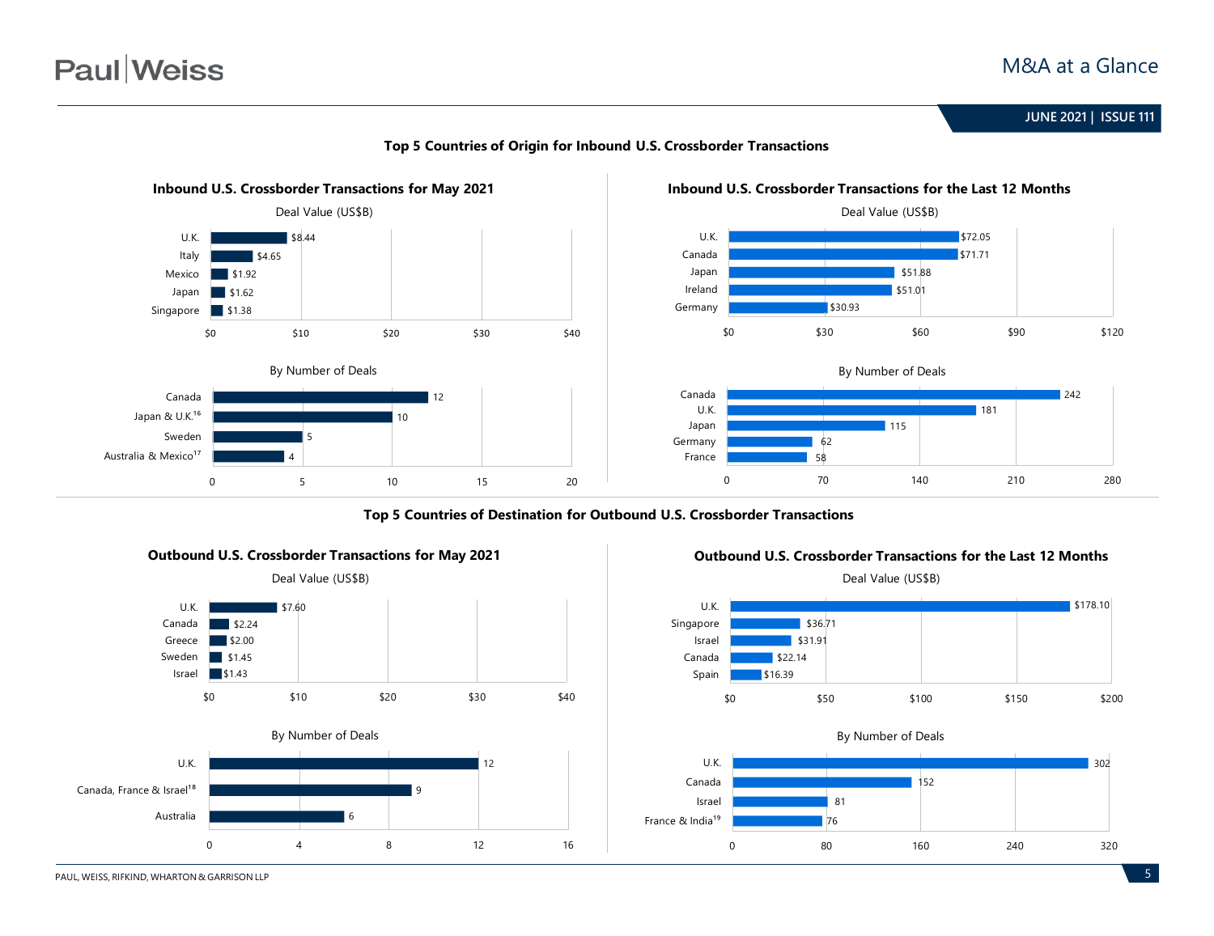## Top 5 Countries of Origin for Inbound U.S. Crossborder Transactions

### Inbound U.S. Crossborder Transactions for May 2021

**Deal Value (US$B)**

| Country | Deal Value (US$B) |
|---|---|
| U.K. | $8.44 |
| Italy | $4.65 |
| Mexico | $1.92 |
| Japan | $1.62 |
| Singapore | $1.38 |

**By Number of Deals**

| Country | Number of Deals |
|---|---|
| Canada | 12 |
| Japan & U.K.[16] | 10 |
| Sweden | 5 |
| Australia & Mexico[17] | 4 |

### Inbound U.S. Crossborder Transactions for the Last 12 Months

**Deal Value (US$B)**

| Country | Deal Value (US$B) |
|---|---|
| U.K. | $72.05 |
| Canada | $71.71 |
| Japan | $51.88 |
| Ireland | $51.01 |
| Germany | $30.93 |

**By Number of Deals**

| Country | Number of Deals |
|---|---|
| Canada | 242 |
| U.K. | 181 |
| Japan | 115 |
| Germany | 62 |
| France | 58 |

## Top 5 Countries of Destination for Outbound U.S. Crossborder Transactions

### Outbound U.S. Crossborder Transactions for May 2021

**Deal Value (US$B)**

| Country | Deal Value (US$B) |
|---|---|
| U.K. | $7.60 |
| Canada | $2.24 |
| Greece | $2.00 |
| Sweden | $1.45 |
| Israel | $1.43 |

**By Number of Deals**

| Country | Number of Deals |
|---|---|
| U.K. | 12 |
| Canada, France & Israel[18] | 9 |
| Australia | 6 |

### Outbound U.S. Crossborder Transactions for the Last 12 Months

**Deal Value (US$B)**

| Country | Deal Value (US$B) |
|---|---|
| U.K. | $178.10 |
| Singapore | $36.71 |
| Israel | $31.91 |
| Canada | $22.14 |
| Spain | $16.39 |

**By Number of Deals**

| Country | Number of Deals |
|---|---|
| U.K. | 302 |
| Canada | 152 |
| Israel | 81 |
| France & India[19] | 76 |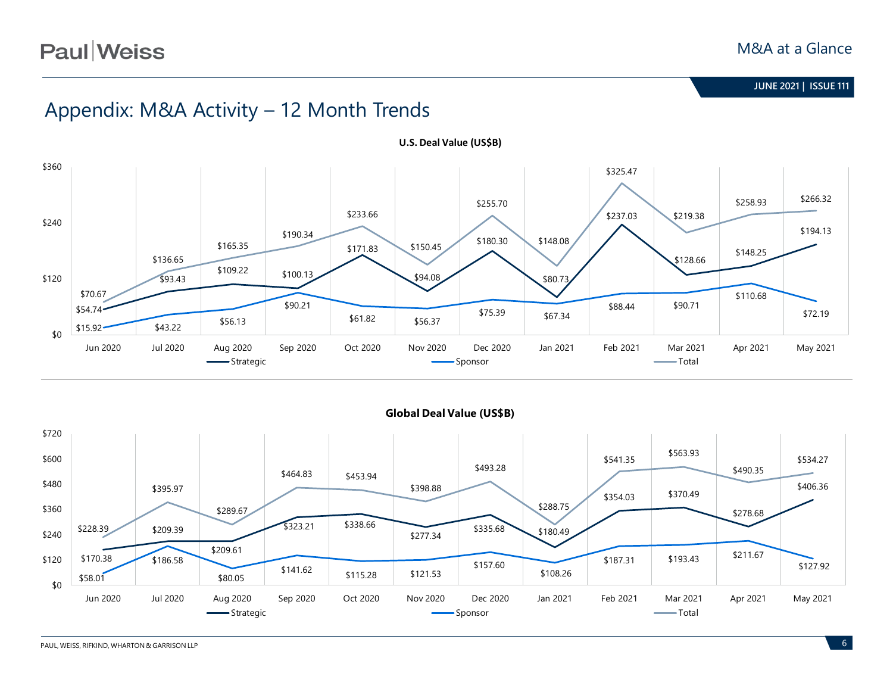# Appendix: M&A Activity – 12 Month Trends

**U.S. Deal Value (US$B)**

| Month | Strategic | Sponsor | Total |
|---|---|---|---|
| Jun 2020 | $54.74 | $15.92 | $70.67 |
| Jul 2020 | $93.43 | $43.22 | $136.65 |
| Aug 2020 | $109.22 | $56.13 | $165.35 |
| Sep 2020 | $100.13 | $90.21 | $190.34 |
| Oct 2020 | $171.83 | $61.82 | $233.66 |
| Nov 2020 | $94.08 | $56.37 | $150.45 |
| Dec 2020 | $180.30 | $75.39 | $255.70 |
| Jan 2021 | $80.73 | $67.34 | $148.08 |
| Feb 2021 | $237.03 | $88.44 | $325.47 |
| Mar 2021 | $128.66 | $90.71 | $219.38 |
| Apr 2021 | $148.25 | $110.68 | $258.93 |
| May 2021 | $194.13 | $72.19 | $266.32 |

**Global Deal Value (US$B)**

| Month | Strategic | Sponsor | Total |
|---|---|---|---|
| Jun 2020 | $170.38 | $58.01 | $228.39 |
| Jul 2020 | $209.39 | $186.58 | $395.97 |
| Aug 2020 | $209.61 | $80.05 | $289.67 |
| Sep 2020 | $323.21 | $141.62 | $464.83 |
| Oct 2020 | $338.66 | $115.28 | $453.94 |
| Nov 2020 | $277.34 | $121.53 | $398.88 |
| Dec 2020 | $335.68 | $157.60 | $493.28 |
| Jan 2021 | $180.49 | $108.26 | $288.75 |
| Feb 2021 | $354.03 | $187.31 | $541.35 |
| Mar 2021 | $370.49 | $193.43 | $563.93 |
| Apr 2021 | $278.68 | $211.67 | $490.35 |
| May 2021 | $406.36 | $127.92 | $534.27 |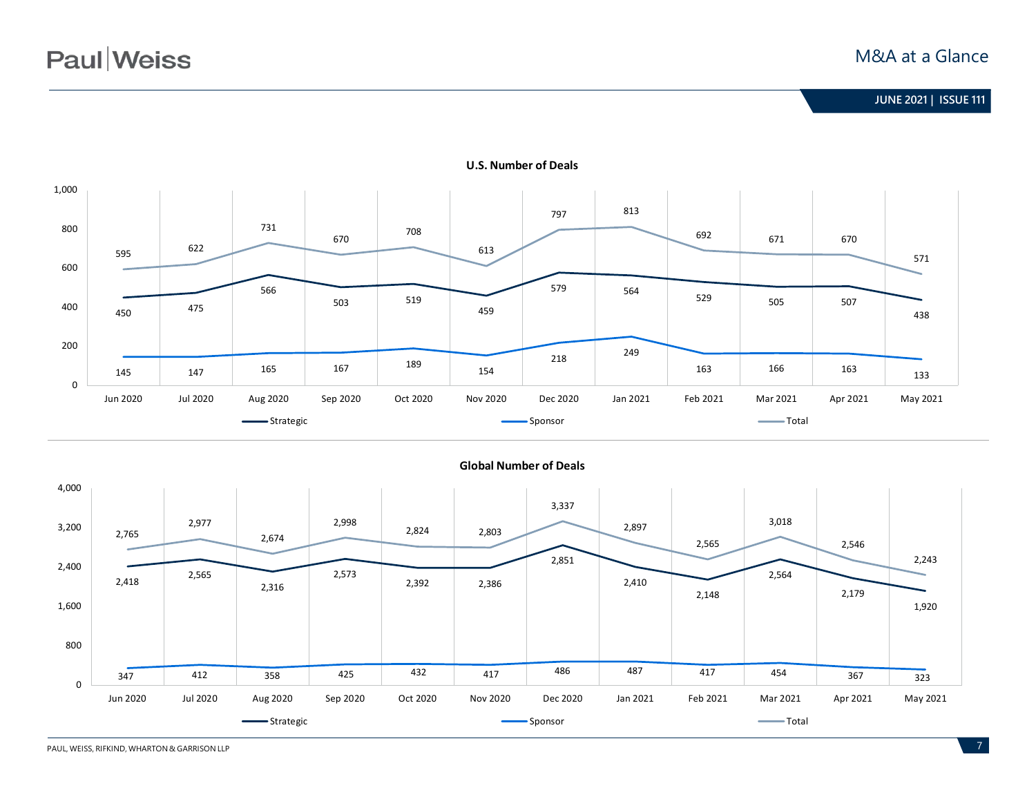## U.S. Number of Deals

| | Jun 2020 | Jul 2020 | Aug 2020 | Sep 2020 | Oct 2020 | Nov 2020 | Dec 2020 | Jan 2021 | Feb 2021 | Mar 2021 | Apr 2021 | May 2021 |
|---|---|---|---|---|---|---|---|---|---|---|---|---|
| Strategic | 450 | 475 | 566 | 503 | 519 | 459 | 579 | 564 | 529 | 505 | 507 | 438 |
| Sponsor | 145 | 147 | 165 | 167 | 189 | 154 | 218 | 249 | 163 | 166 | 163 | 133 |
| Total | 595 | 622 | 731 | 670 | 708 | 613 | 797 | 813 | 692 | 671 | 670 | 571 |

## Global Number of Deals

| | Jun 2020 | Jul 2020 | Aug 2020 | Sep 2020 | Oct 2020 | Nov 2020 | Dec 2020 | Jan 2021 | Feb 2021 | Mar 2021 | Apr 2021 | May 2021 |
|---|---|---|---|---|---|---|---|---|---|---|---|---|
| Strategic | 2,418 | 2,565 | 2,316 | 2,573 | 2,392 | 2,386 | 2,851 | 2,410 | 2,148 | 2,564 | 2,179 | 1,920 |
| Sponsor | 347 | 412 | 358 | 425 | 432 | 417 | 486 | 487 | 417 | 454 | 367 | 323 |
| Total | 2,765 | 2,977 | 2,674 | 2,998 | 2,824 | 2,803 | 3,337 | 2,897 | 2,565 | 3,018 | 2,546 | 2,243 |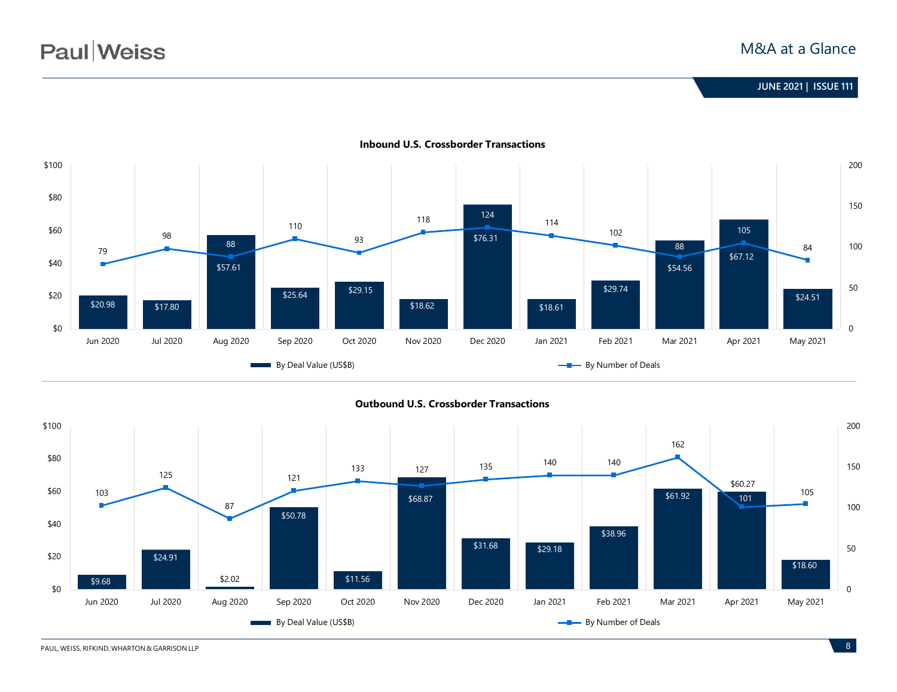### Inbound U.S. Crossborder Transactions

| Month | By Deal Value (US$B) | By Number of Deals |
|---|---|---|
| Jun 2020 | $20.98 | 79 |
| Jul 2020 | $17.80 | 98 |
| Aug 2020 | $57.61 | 88 |
| Sep 2020 | $25.64 | 110 |
| Oct 2020 | $29.15 | 93 |
| Nov 2020 | $18.62 | 118 |
| Dec 2020 | $76.31 | 124 |
| Jan 2021 | $18.61 | 114 |
| Feb 2021 | $29.74 | 102 |
| Mar 2021 | $54.56 | 88 |
| Apr 2021 | $67.12 | 105 |
| May 2021 | $24.51 | 84 |

### Outbound U.S. Crossborder Transactions

| Month | By Deal Value (US$B) | By Number of Deals |
|---|---|---|
| Jun 2020 | $9.68 | 103 |
| Jul 2020 | $24.91 | 125 |
| Aug 2020 | $2.02 | 87 |
| Sep 2020 | $50.78 | 121 |
| Oct 2020 | $11.56 | 133 |
| Nov 2020 | $68.87 | 127 |
| Dec 2020 | $31.68 | 135 |
| Jan 2021 | $29.18 | 140 |
| Feb 2021 | $38.96 | 140 |
| Mar 2021 | $61.92 | 162 |
| Apr 2021 | $60.27 | 101 |
| May 2021 | $18.60 | 105 |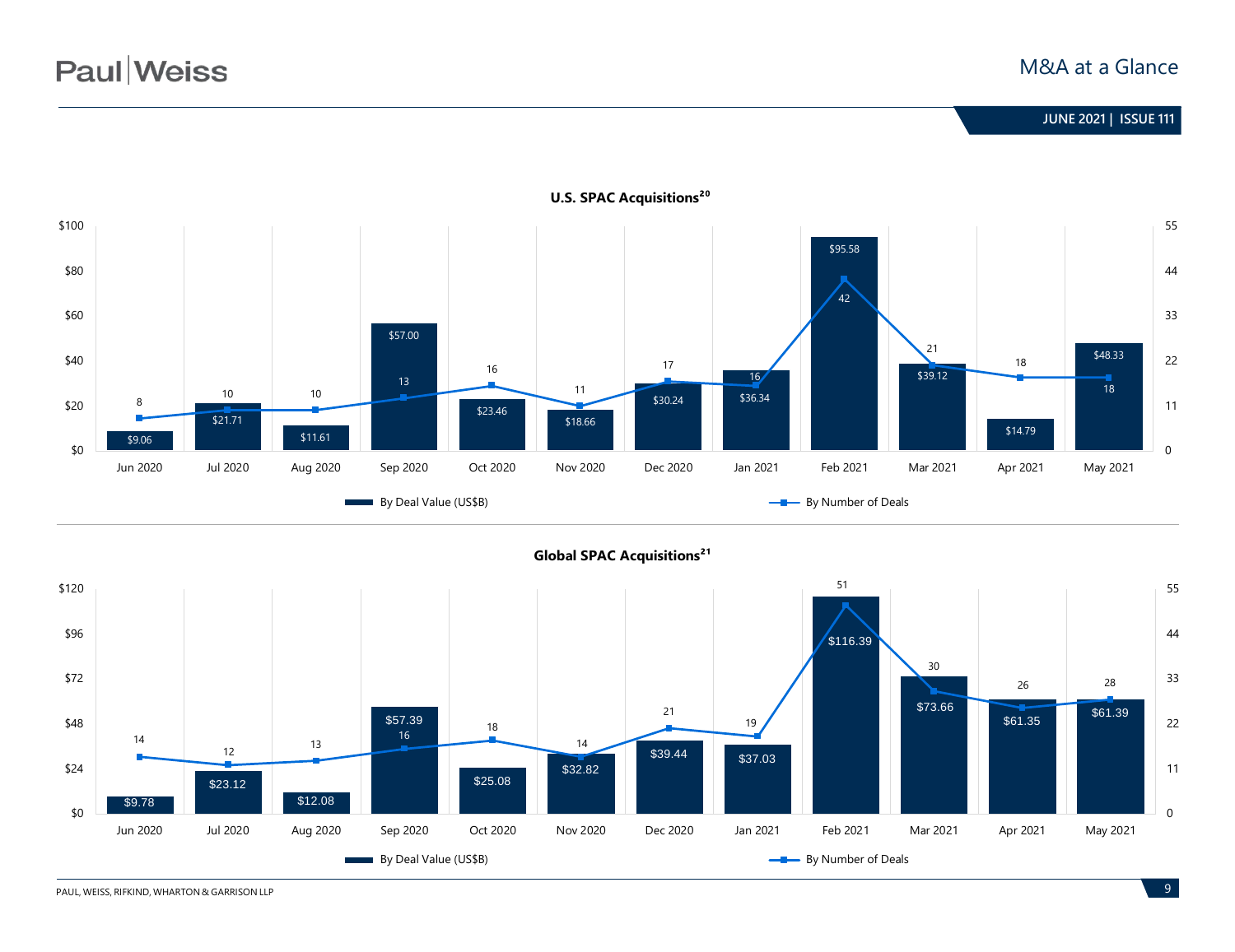## U.S. SPAC Acquisitions[20]

| Month | By Deal Value (US$B) | By Number of Deals |
|---|---|---|
| Jun 2020 | $9.06 | 8 |
| Jul 2020 | $21.71 | 10 |
| Aug 2020 | $11.61 | 10 |
| Sep 2020 | $57.00 | 13 |
| Oct 2020 | $23.46 | 16 |
| Nov 2020 | $18.66 | 11 |
| Dec 2020 | $30.24 | 17 |
| Jan 2021 | $36.34 | 16 |
| Feb 2021 | $95.58 | 42 |
| Mar 2021 | $39.12 | 21 |
| Apr 2021 | $14.79 | 18 |
| May 2021 | $48.33 | 18 |

## Global SPAC Acquisitions[21]

| Month | By Deal Value (US$B) | By Number of Deals |
|---|---|---|
| Jun 2020 | $9.78 | 14 |
| Jul 2020 | $23.12 | 12 |
| Aug 2020 | $12.08 | 13 |
| Sep 2020 | $57.39 | 16 |
| Oct 2020 | $25.08 | 18 |
| Nov 2020 | $32.82 | 14 |
| Dec 2020 | $39.44 | 21 |
| Jan 2021 | $37.03 | 19 |
| Feb 2021 | $116.39 | 51 |
| Mar 2021 | $73.66 | 30 |
| Apr 2021 | $61.35 | 26 |
| May 2021 | $61.39 | 28 |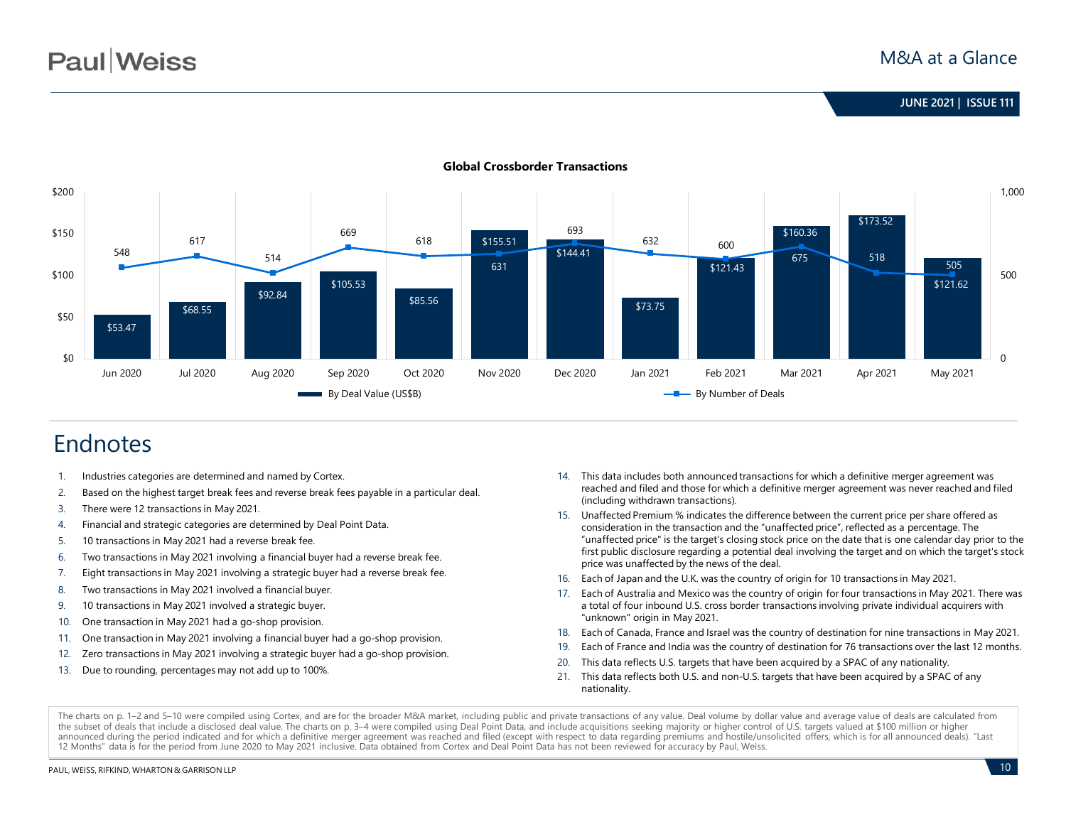## Global Crossborder Transactions

| Month | By Deal Value (US$B) | By Number of Deals |
|---|---|---|
| Jun 2020 | $53.47 | 548 |
| Jul 2020 | $68.55 | 617 |
| Aug 2020 | $92.84 | 514 |
| Sep 2020 | $105.53 | 669 |
| Oct 2020 | $85.56 | 618 |
| Nov 2020 | $155.51 | 631 |
| Dec 2020 | $144.41 | 693 |
| Jan 2021 | $73.75 | 632 |
| Feb 2021 | $121.43 | 600 |
| Mar 2021 | $160.36 | 675 |
| Apr 2021 | $173.52 | 518 |
| May 2021 | $121.62 | 505 |

# Endnotes

1. Industries categories are determined and named by Cortex.
2. Based on the highest target break fees and reverse break fees payable in a particular deal.
3. There were 12 transactions in May 2021.
4. Financial and strategic categories are determined by Deal Point Data.
5. 10 transactions in May 2021 had a reverse break fee.
6. Two transactions in May 2021 involving a financial buyer had a reverse break fee.
7. Eight transactions in May 2021 involving a strategic buyer had a reverse break fee.
8. Two transactions in May 2021 involved a financial buyer.
9. 10 transactions in May 2021 involved a strategic buyer.
10. One transaction in May 2021 had a go-shop provision.
11. One transaction in May 2021 involving a financial buyer had a go-shop provision.
12. Zero transactions in May 2021 involving a strategic buyer had a go-shop provision.
13. Due to rounding, percentages may not add up to 100%.
14. This data includes both announced transactions for which a definitive merger agreement was reached and filed and those for which a definitive merger agreement was never reached and filed (including withdrawn transactions).
15. Unaffected Premium % indicates the difference between the current price per share offered as consideration in the transaction and the "unaffected price", reflected as a percentage. The "unaffected price" is the target's closing stock price on the date that is one calendar day prior to the first public disclosure regarding a potential deal involving the target and on which the target's stock price was unaffected by the news of the deal.
16. Each of Japan and the U.K. was the country of origin for 10 transactions in May 2021.
17. Each of Australia and Mexico was the country of origin for four transactions in May 2021. There was a total of four inbound U.S. cross border transactions involving private individual acquirers with "unknown" origin in May 2021.
18. Each of Canada, France and Israel was the country of destination for nine transactions in May 2021.
19. Each of France and India was the country of destination for 76 transactions over the last 12 months.
20. This data reflects U.S. targets that have been acquired by a SPAC of any nationality.
21. This data reflects both U.S. and non-U.S. targets that have been acquired by a SPAC of any nationality.

The charts on p. 1–2 and 5–10 were compiled using Cortex, and are for the broader M&A market, including public and private transactions of any value. Deal volume by dollar value and average value of deals are calculated from the subset of deals that include a disclosed deal value. The charts on p. 3–4 were compiled using Deal Point Data, and include acquisitions seeking majority or higher control of U.S. targets valued at $100 million or higher announced during the period indicated and for which a definitive merger agreement was reached and filed (except with respect to data regarding premiums and hostile/unsolicited offers, which is for all announced deals). "Last 12 Months" data is for the period from June 2020 to May 2021 inclusive. Data obtained from Cortex and Deal Point Data has not been reviewed for accuracy by Paul, Weiss.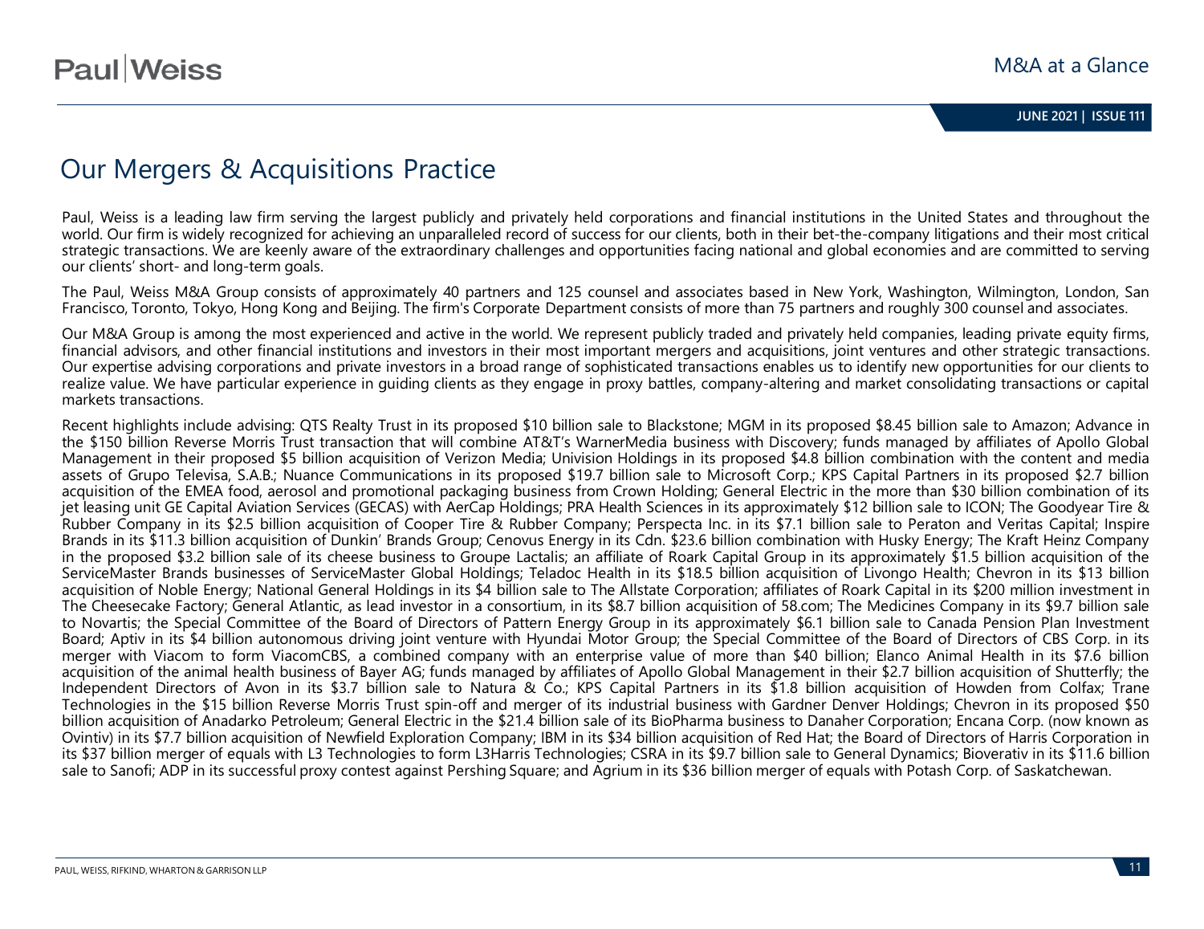# Our Mergers & Acquisitions Practice

Paul, Weiss is a leading law firm serving the largest publicly and privately held corporations and financial institutions in the United States and throughout the world. Our firm is widely recognized for achieving an unparalleled record of success for our clients, both in their bet-the-company litigations and their most critical strategic transactions. We are keenly aware of the extraordinary challenges and opportunities facing national and global economies and are committed to serving our clients' short- and long-term goals.

The Paul, Weiss M&A Group consists of approximately 40 partners and 125 counsel and associates based in New York, Washington, Wilmington, London, San Francisco, Toronto, Tokyo, Hong Kong and Beijing. The firm's Corporate Department consists of more than 75 partners and roughly 300 counsel and associates.

Our M&A Group is among the most experienced and active in the world. We represent publicly traded and privately held companies, leading private equity firms, financial advisors, and other financial institutions and investors in their most important mergers and acquisitions, joint ventures and other strategic transactions. Our expertise advising corporations and private investors in a broad range of sophisticated transactions enables us to identify new opportunities for our clients to realize value. We have particular experience in guiding clients as they engage in proxy battles, company-altering and market consolidating transactions or capital markets transactions.

Recent highlights include advising: QTS Realty Trust in its proposed $10 billion sale to Blackstone; MGM in its proposed $8.45 billion sale to Amazon; Advance in the $150 billion Reverse Morris Trust transaction that will combine AT&T's WarnerMedia business with Discovery; funds managed by affiliates of Apollo Global Management in their proposed $5 billion acquisition of Verizon Media; Univision Holdings in its proposed $4.8 billion combination with the content and media assets of Grupo Televisa, S.A.B.; Nuance Communications in its proposed $19.7 billion sale to Microsoft Corp.; KPS Capital Partners in its proposed $2.7 billion acquisition of the EMEA food, aerosol and promotional packaging business from Crown Holding; General Electric in the more than $30 billion combination of its jet leasing unit GE Capital Aviation Services (GECAS) with AerCap Holdings; PRA Health Sciences in its approximately $12 billion sale to ICON; The Goodyear Tire & Rubber Company in its $2.5 billion acquisition of Cooper Tire & Rubber Company; Perspecta Inc. in its $7.1 billion sale to Peraton and Veritas Capital; Inspire Brands in its $11.3 billion acquisition of Dunkin' Brands Group; Cenovus Energy in its Cdn. $23.6 billion combination with Husky Energy; The Kraft Heinz Company in the proposed $3.2 billion sale of its cheese business to Groupe Lactalis; an affiliate of Roark Capital Group in its approximately $1.5 billion acquisition of the ServiceMaster Brands businesses of ServiceMaster Global Holdings; Teladoc Health in its $18.5 billion acquisition of Livongo Health; Chevron in its $13 billion acquisition of Noble Energy; National General Holdings in its $4 billion sale to The Allstate Corporation; affiliates of Roark Capital in its $200 million investment in The Cheesecake Factory; General Atlantic, as lead investor in a consortium, in its $8.7 billion acquisition of 58.com; The Medicines Company in its $9.7 billion sale to Novartis; the Special Committee of the Board of Directors of Pattern Energy Group in its approximately $6.1 billion sale to Canada Pension Plan Investment Board; Aptiv in its $4 billion autonomous driving joint venture with Hyundai Motor Group; the Special Committee of the Board of Directors of CBS Corp. in its merger with Viacom to form ViacomCBS, a combined company with an enterprise value of more than $40 billion; Elanco Animal Health in its $7.6 billion acquisition of the animal health business of Bayer AG; funds managed by affiliates of Apollo Global Management in their $2.7 billion acquisition of Shutterfly; the Independent Directors of Avon in its $3.7 billion sale to Natura & Co.; KPS Capital Partners in its $1.8 billion acquisition of Howden from Colfax; Trane Technologies in the $15 billion Reverse Morris Trust spin-off and merger of its industrial business with Gardner Denver Holdings; Chevron in its proposed $50 billion acquisition of Anadarko Petroleum; General Electric in the $21.4 billion sale of its BioPharma business to Danaher Corporation; Encana Corp. (now known as Ovintiv) in its $7.7 billion acquisition of Newfield Exploration Company; IBM in its $34 billion acquisition of Red Hat; the Board of Directors of Harris Corporation in its $37 billion merger of equals with L3 Technologies to form L3Harris Technologies; CSRA in its $9.7 billion sale to General Dynamics; Bioverativ in its $11.6 billion sale to Sanofi; ADP in its successful proxy contest against Pershing Square; and Agrium in its $36 billion merger of equals with Potash Corp. of Saskatchewan.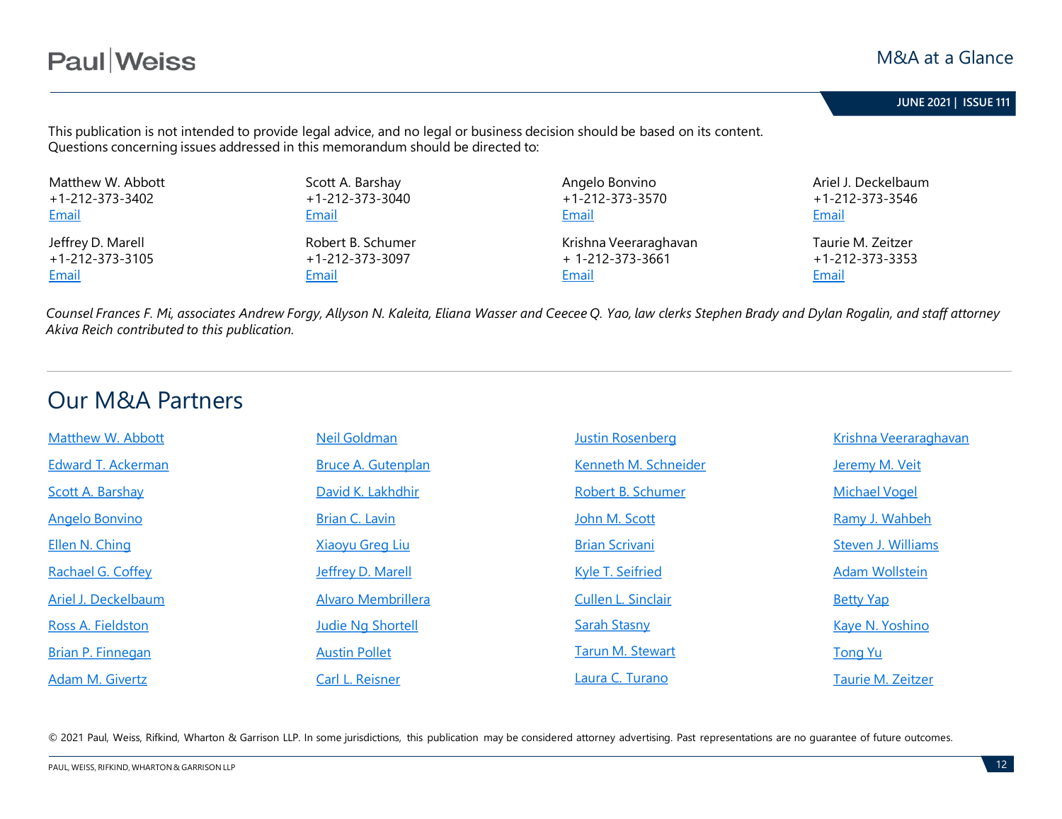This publication is not intended to provide legal advice, and no legal or business decision should be based on its content. Questions concerning issues addressed in this memorandum should be directed to:

Matthew W. Abbott
+1-212-373-3402
Email

Scott A. Barshay
+1-212-373-3040
Email

Angelo Bonvino
+1-212-373-3570
Email

Ariel J. Deckelbaum
+1-212-373-3546
Email

Jeffrey D. Marell
+1-212-373-3105
Email

Robert B. Schumer
+1-212-373-3097
Email

Krishna Veeraraghavan
+ 1-212-373-3661
Email

Taurie M. Zeitzer
+1-212-373-3353
Email

*Counsel Frances F. Mi, associates Andrew Forgy, Allyson N. Kaleita, Eliana Wasser and Ceecee Q. Yao, law clerks Stephen Brady and Dylan Rogalin, and staff attorney Akiva Reich contributed to this publication.*

## Our M&A Partners

Matthew W. Abbott
Edward T. Ackerman
Scott A. Barshay
Angelo Bonvino
Ellen N. Ching
Rachael G. Coffey
Ariel J. Deckelbaum
Ross A. Fieldston
Brian P. Finnegan
Adam M. Givertz

Neil Goldman
Bruce A. Gutenplan
David K. Lakhdhir
Brian C. Lavin
Xiaoyu Greg Liu
Jeffrey D. Marell
Alvaro Membrillera
Judie Ng Shortell
Austin Pollet
Carl L. Reisner

Justin Rosenberg
Kenneth M. Schneider
Robert B. Schumer
John M. Scott
Brian Scrivani
Kyle T. Seifried
Cullen L. Sinclair
Sarah Stasny
Tarun M. Stewart
Laura C. Turano

Krishna Veeraraghavan
Jeremy M. Veit
Michael Vogel
Ramy J. Wahbeh
Steven J. Williams
Adam Wollstein
Betty Yap
Kaye N. Yoshino
Tong Yu
Taurie M. Zeitzer

© 2021 Paul, Weiss, Rifkind, Wharton & Garrison LLP. In some jurisdictions, this publication may be considered attorney advertising. Past representations are no guarantee of future outcomes.